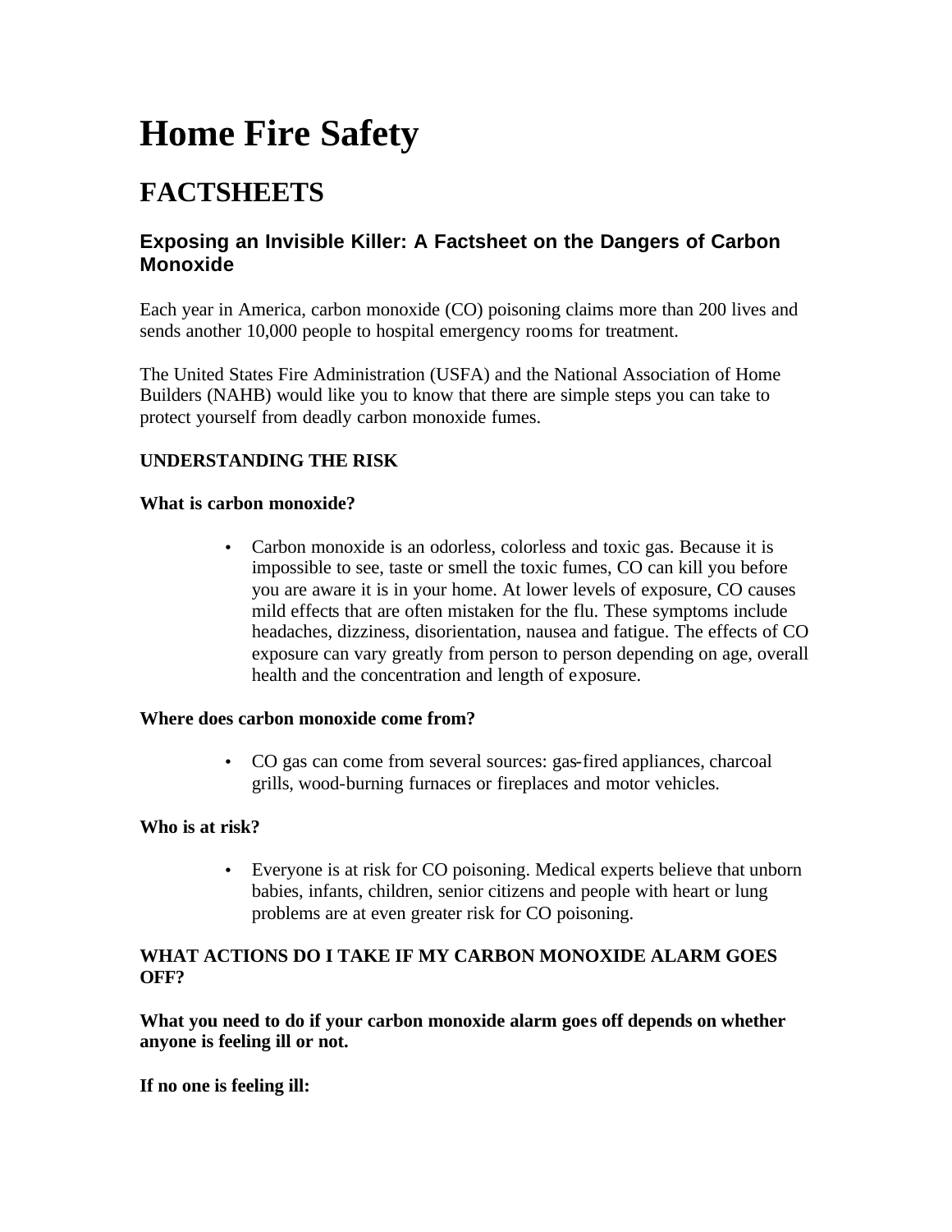# Home Fire Safety

## FACTSHEETS

### Exposing an Invisible Killer: A Factsheet on the Dangers of Carbon Monoxide

Each year in America, carbon monoxide (CO) poisoning claims more than 200 lives and sends another 10,000 people to hospital emergency rooms for treatment.

The United States Fire Administration (USFA) and the National Association of Home Builders (NAHB) would like you to know that there are simple steps you can take to protect yourself from deadly carbon monoxide fumes.

**UNDERSTANDING THE RISK**

**What is carbon monoxide?**

- Carbon monoxide is an odorless, colorless and toxic gas. Because it is impossible to see, taste or smell the toxic fumes, CO can kill you before you are aware it is in your home. At lower levels of exposure, CO causes mild effects that are often mistaken for the flu. These symptoms include headaches, dizziness, disorientation, nausea and fatigue. The effects of CO exposure can vary greatly from person to person depending on age, overall health and the concentration and length of exposure.

**Where does carbon monoxide come from?**

- CO gas can come from several sources: gas-fired appliances, charcoal grills, wood-burning furnaces or fireplaces and motor vehicles.

**Who is at risk?**

- Everyone is at risk for CO poisoning. Medical experts believe that unborn babies, infants, children, senior citizens and people with heart or lung problems are at even greater risk for CO poisoning.

**WHAT ACTIONS DO I TAKE IF MY CARBON MONOXIDE ALARM GOES OFF?**

**What you need to do if your carbon monoxide alarm goes off depends on whether anyone is feeling ill or not.**

**If no one is feeling ill:**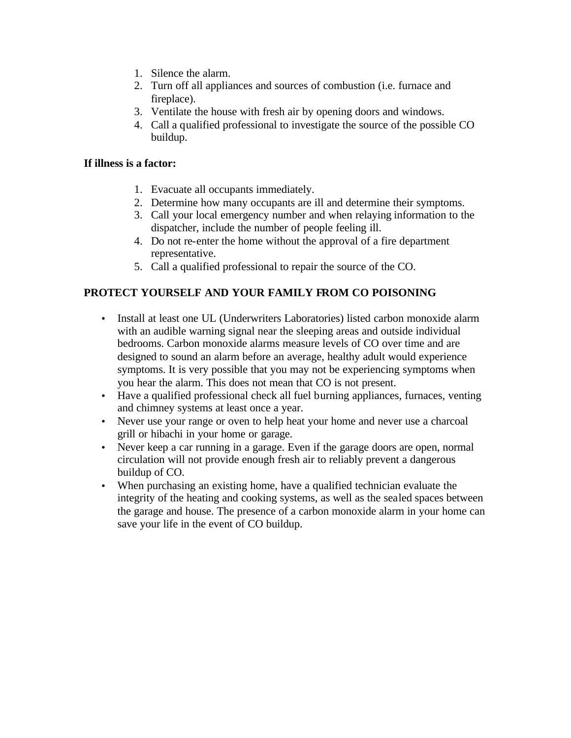1. Silence the alarm.
2. Turn off all appliances and sources of combustion (i.e. furnace and fireplace).
3. Ventilate the house with fresh air by opening doors and windows.
4. Call a qualified professional to investigate the source of the possible CO buildup.

**If illness is a factor:**

1. Evacuate all occupants immediately.
2. Determine how many occupants are ill and determine their symptoms.
3. Call your local emergency number and when relaying information to the dispatcher, include the number of people feeling ill.
4. Do not re-enter the home without the approval of a fire department representative.
5. Call a qualified professional to repair the source of the CO.

**PROTECT YOURSELF AND YOUR FAMILY FROM CO POISONING**

- Install at least one UL (Underwriters Laboratories) listed carbon monoxide alarm with an audible warning signal near the sleeping areas and outside individual bedrooms. Carbon monoxide alarms measure levels of CO over time and are designed to sound an alarm before an average, healthy adult would experience symptoms. It is very possible that you may not be experiencing symptoms when you hear the alarm. This does not mean that CO is not present.
- Have a qualified professional check all fuel burning appliances, furnaces, venting and chimney systems at least once a year.
- Never use your range or oven to help heat your home and never use a charcoal grill or hibachi in your home or garage.
- Never keep a car running in a garage. Even if the garage doors are open, normal circulation will not provide enough fresh air to reliably prevent a dangerous buildup of CO.
- When purchasing an existing home, have a qualified technician evaluate the integrity of the heating and cooking systems, as well as the sealed spaces between the garage and house. The presence of a carbon monoxide alarm in your home can save your life in the event of CO buildup.